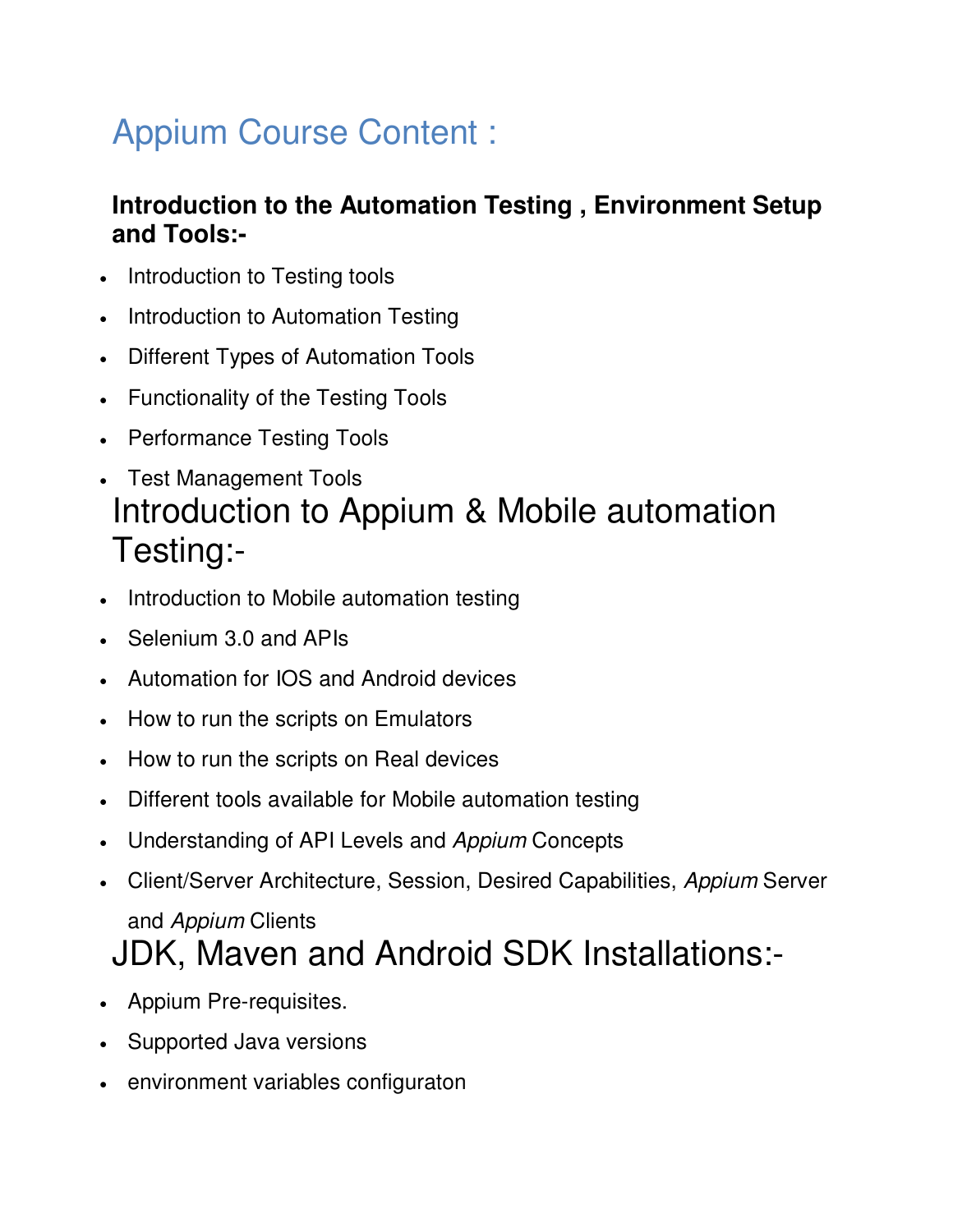# Appium Course Content :

### Introduction to the Automation Testing , Environment Setup and Tools:-

- Introduction to Testing tools
- Introduction to Automation Testing
- Different Types of Automation Tools
- Functionality of the Testing Tools
- Performance Testing Tools
- Test Management Tools

## Introduction to Appium & Mobile automation Testing:-

- Introduction to Mobile automation testing
- Selenium 3.0 and APIs
- Automation for IOS and Android devices
- How to run the scripts on Emulators
- How to run the scripts on Real devices
- Different tools available for Mobile automation testing
- Understanding of API Levels and *Appium* Concepts
- Client/Server Architecture, Session, Desired Capabilities, *Appium* Server and *Appium* Clients

## JDK, Maven and Android SDK Installations:-

- Appium Pre-requisites.
- Supported Java versions
- environment variables configuraton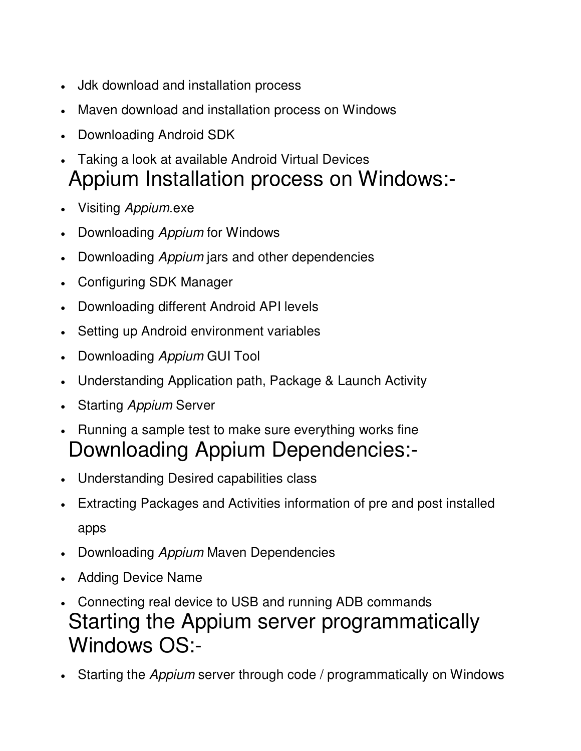- Jdk download and installation process
- Maven download and installation process on Windows
- Downloading Android SDK
- Taking a look at available Android Virtual Devices

# Appium Installation process on Windows:-

- Visiting *Appium*.exe
- Downloading *Appium* for Windows
- Downloading *Appium* jars and other dependencies
- Configuring SDK Manager
- Downloading different Android API levels
- Setting up Android environment variables
- Downloading *Appium* GUI Tool
- Understanding Application path, Package & Launch Activity
- Starting *Appium* Server
- Running a sample test to make sure everything works fine

# Downloading Appium Dependencies:-

- Understanding Desired capabilities class
- Extracting Packages and Activities information of pre and post installed apps
- Downloading *Appium* Maven Dependencies
- Adding Device Name
- Connecting real device to USB and running ADB commands

# Starting the Appium server programmatically Windows OS:-

- Starting the *Appium* server through code / programmatically on Windows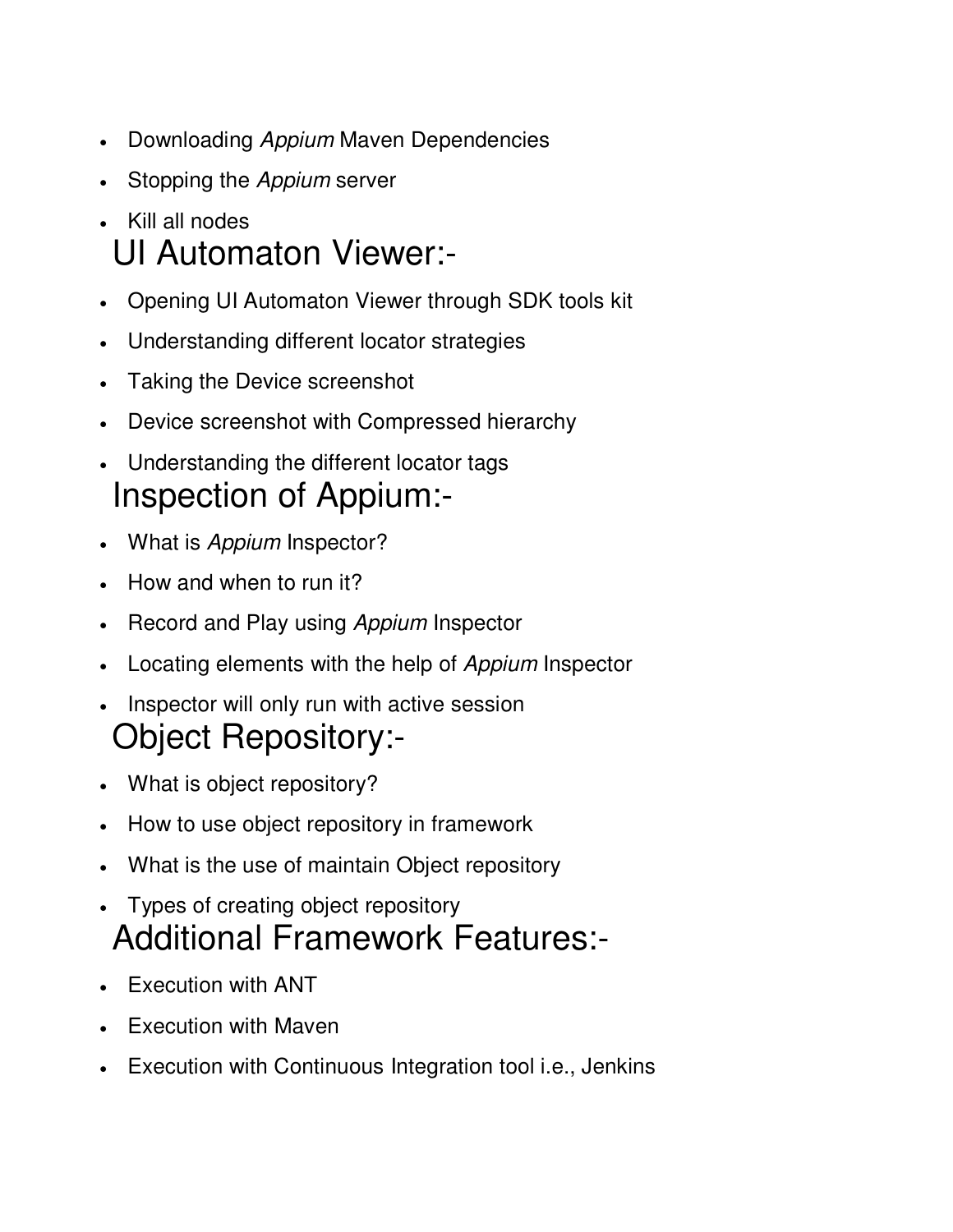- Downloading *Appium* Maven Dependencies
- Stopping the *Appium* server
- Kill all nodes

## UI Automaton Viewer:-

- Opening UI Automaton Viewer through SDK tools kit
- Understanding different locator strategies
- Taking the Device screenshot
- Device screenshot with Compressed hierarchy
- Understanding the different locator tags

## Inspection of Appium:-

- What is *Appium* Inspector?
- How and when to run it?
- Record and Play using *Appium* Inspector
- Locating elements with the help of *Appium* Inspector
- Inspector will only run with active session

## Object Repository:-

- What is object repository?
- How to use object repository in framework
- What is the use of maintain Object repository
- Types of creating object repository

## Additional Framework Features:-

- Execution with ANT
- Execution with Maven
- Execution with Continuous Integration tool i.e., Jenkins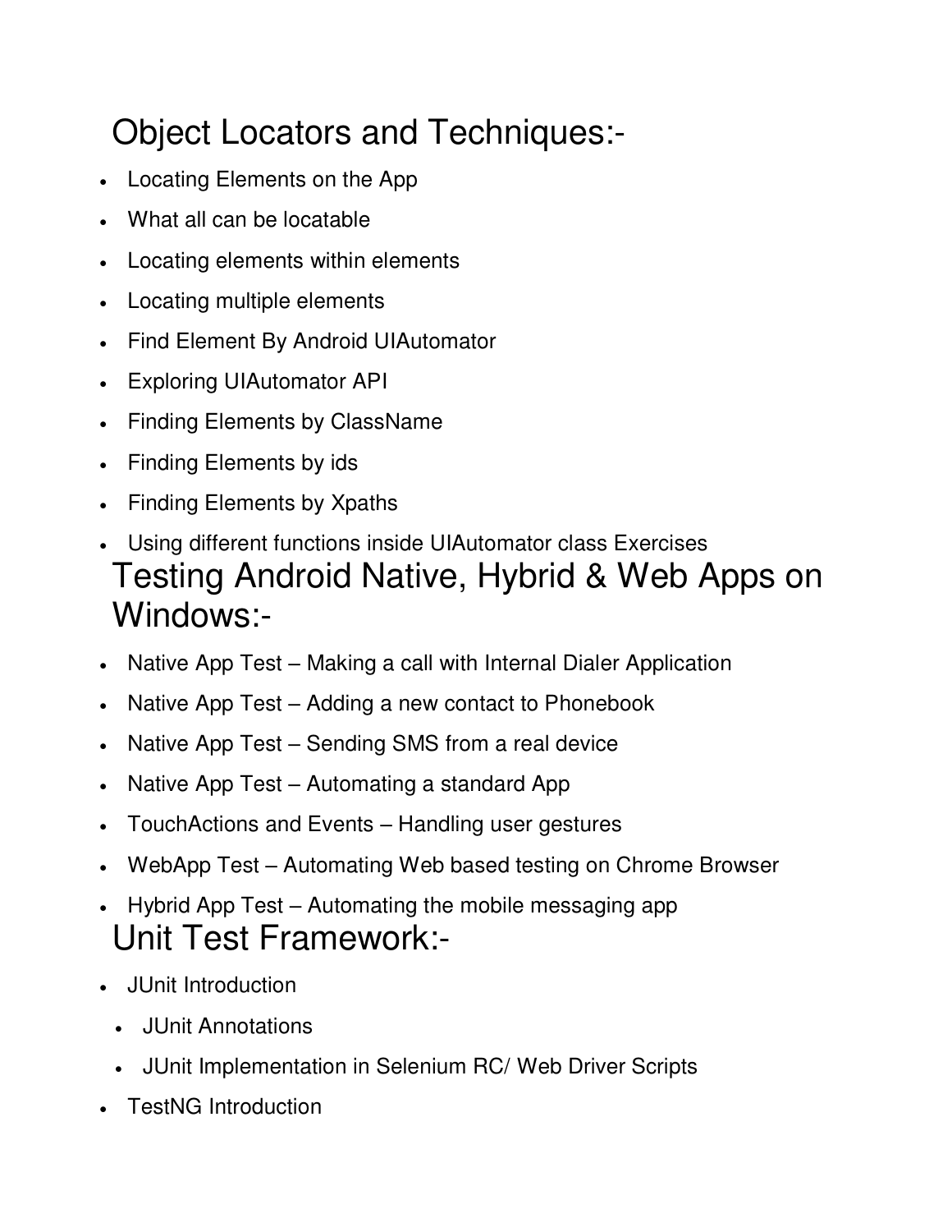## Object Locators and Techniques:-

- Locating Elements on the App
- What all can be locatable
- Locating elements within elements
- Locating multiple elements
- Find Element By Android UIAutomator
- Exploring UIAutomator API
- Finding Elements by ClassName
- Finding Elements by ids
- Finding Elements by Xpaths
- Using different functions inside UIAutomator class Exercises

## Testing Android Native, Hybrid & Web Apps on Windows:-

- Native App Test – Making a call with Internal Dialer Application
- Native App Test – Adding a new contact to Phonebook
- Native App Test – Sending SMS from a real device
- Native App Test – Automating a standard App
- TouchActions and Events – Handling user gestures
- WebApp Test – Automating Web based testing on Chrome Browser
- Hybrid App Test – Automating the mobile messaging app

## Unit Test Framework:-

- JUnit Introduction
  - JUnit Annotations
  - JUnit Implementation in Selenium RC/ Web Driver Scripts
- TestNG Introduction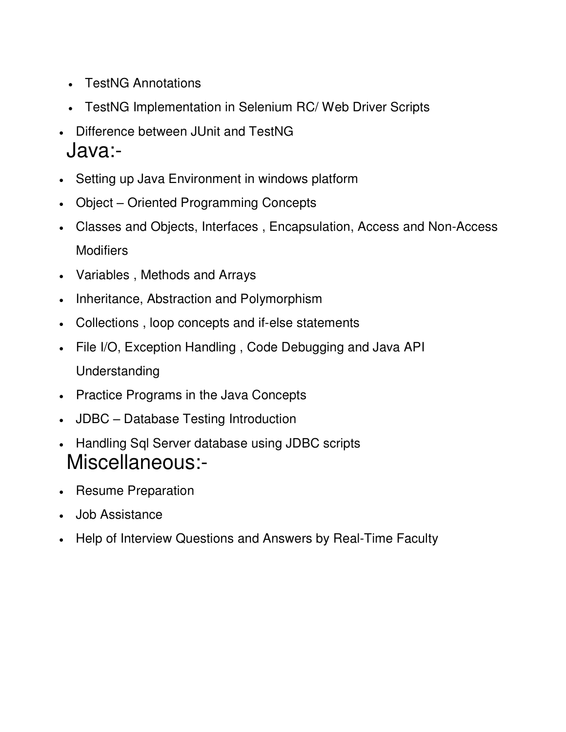- TestNG Annotations
- TestNG Implementation in Selenium RC/ Web Driver Scripts
- Difference between JUnit and TestNG

## Java:-

- Setting up Java Environment in windows platform
- Object – Oriented Programming Concepts
- Classes and Objects, Interfaces , Encapsulation, Access and Non-Access Modifiers
- Variables , Methods and Arrays
- Inheritance, Abstraction and Polymorphism
- Collections , loop concepts and if-else statements
- File I/O, Exception Handling , Code Debugging and Java API Understanding
- Practice Programs in the Java Concepts
- JDBC – Database Testing Introduction
- Handling Sql Server database using JDBC scripts

## Miscellaneous:-

- Resume Preparation
- Job Assistance
- Help of Interview Questions and Answers by Real-Time Faculty